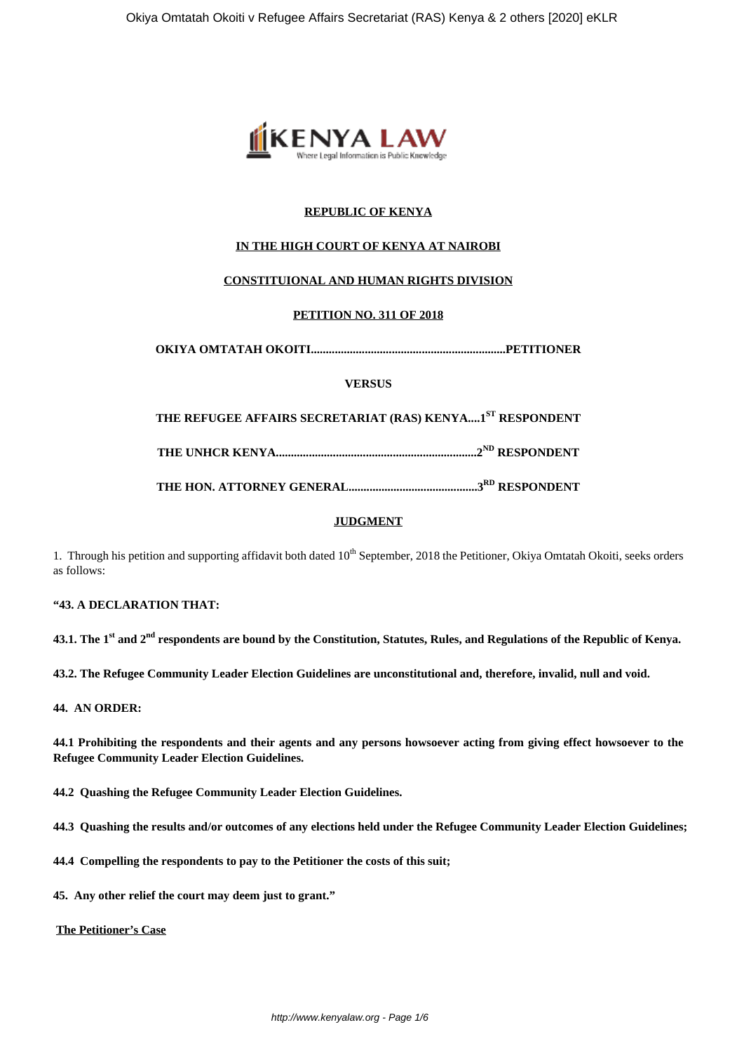**REPUBLIC OF KENYA**

**IN THE HIGH COURT OF KENYA AT NAIROBI**

**CONSTITUIONAL AND HUMAN RIGHTS DIVISION**

**PETITION NO. 311 OF 2018**

**OKIYA OMTATAH OKOITI.................................................................PETITIONER**

**VERSUS**

**THE REFUGEE AFFAIRS SECRETARIAT (RAS) KENYA....1ST RESPONDENT**

**THE UNHCR KENYA...................................................................2ND RESPONDENT**

**THE HON. ATTORNEY GENERAL...........................................3RD RESPONDENT**

**JUDGMENT**

1. Through his petition and supporting affidavit both dated 10th September, 2018 the Petitioner, Okiya Omtatah Okoiti, seeks orders as follows:

**"43. A DECLARATION THAT:**

**43.1. The 1st and 2nd respondents are bound by the Constitution, Statutes, Rules, and Regulations of the Republic of Kenya.**

**43.2. The Refugee Community Leader Election Guidelines are unconstitutional and, therefore, invalid, null and void.**

**44. AN ORDER:**

**44.1 Prohibiting the respondents and their agents and any persons howsoever acting from giving effect howsoever to the Refugee Community Leader Election Guidelines.**

**44.2 Quashing the Refugee Community Leader Election Guidelines.**

**44.3 Quashing the results and/or outcomes of any elections held under the Refugee Community Leader Election Guidelines;**

**44.4 Compelling the respondents to pay to the Petitioner the costs of this suit;**

**45. Any other relief the court may deem just to grant."**

**The Petitioner's Case**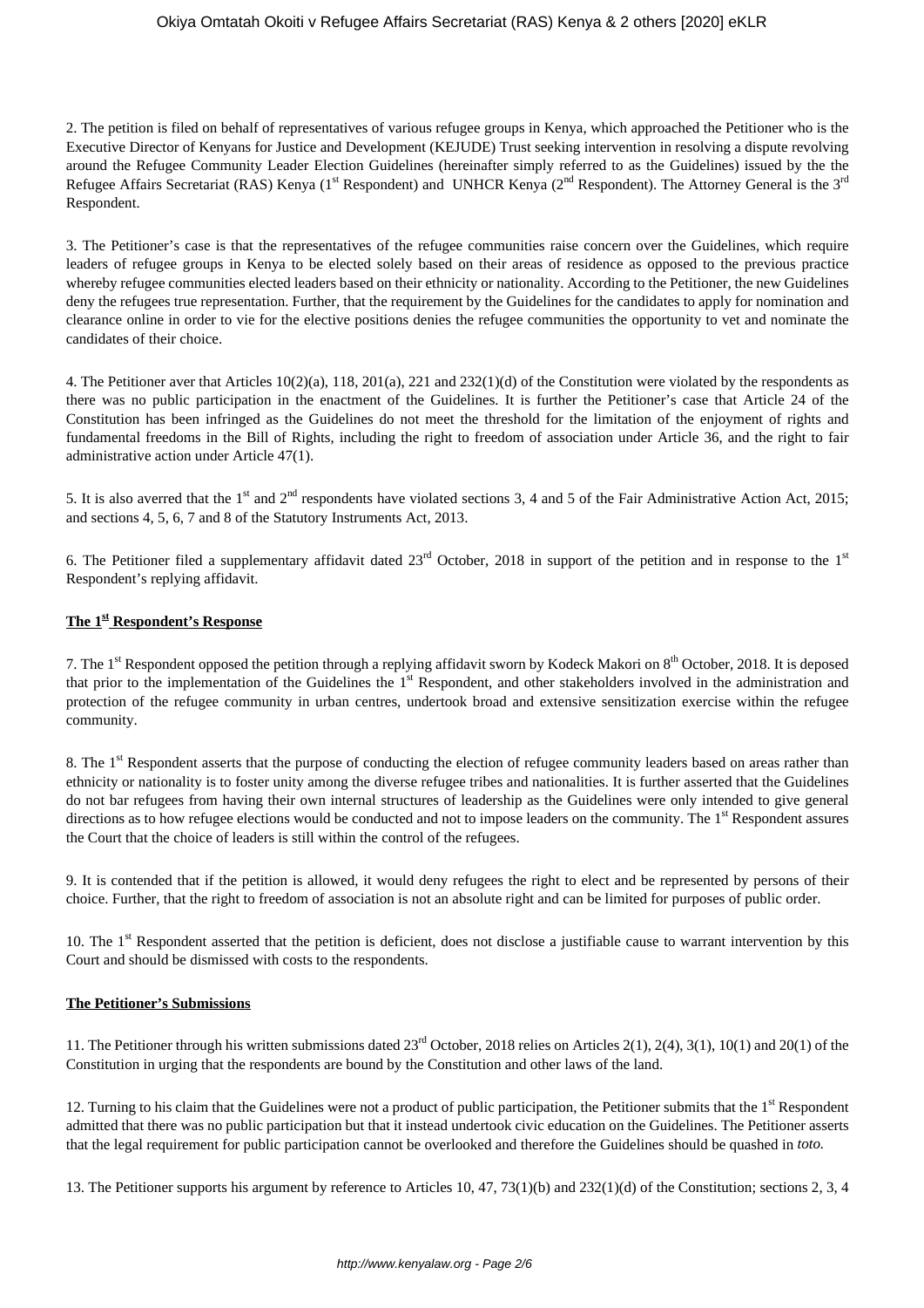2. The petition is filed on behalf of representatives of various refugee groups in Kenya, which approached the Petitioner who is the Executive Director of Kenyans for Justice and Development (KEJUDE) Trust seeking intervention in resolving a dispute revolving around the Refugee Community Leader Election Guidelines (hereinafter simply referred to as the Guidelines) issued by the the Refugee Affairs Secretariat (RAS) Kenya (1st Respondent) and UNHCR Kenya (2nd Respondent). The Attorney General is the 3rd Respondent.

3. The Petitioner's case is that the representatives of the refugee communities raise concern over the Guidelines, which require leaders of refugee groups in Kenya to be elected solely based on their areas of residence as opposed to the previous practice whereby refugee communities elected leaders based on their ethnicity or nationality. According to the Petitioner, the new Guidelines deny the refugees true representation. Further, that the requirement by the Guidelines for the candidates to apply for nomination and clearance online in order to vie for the elective positions denies the refugee communities the opportunity to vet and nominate the candidates of their choice.

4. The Petitioner aver that Articles 10(2)(a), 118, 201(a), 221 and 232(1)(d) of the Constitution were violated by the respondents as there was no public participation in the enactment of the Guidelines. It is further the Petitioner's case that Article 24 of the Constitution has been infringed as the Guidelines do not meet the threshold for the limitation of the enjoyment of rights and fundamental freedoms in the Bill of Rights, including the right to freedom of association under Article 36, and the right to fair administrative action under Article 47(1).

5. It is also averred that the 1st and 2nd respondents have violated sections 3, 4 and 5 of the Fair Administrative Action Act, 2015; and sections 4, 5, 6, 7 and 8 of the Statutory Instruments Act, 2013.

6. The Petitioner filed a supplementary affidavit dated 23rd October, 2018 in support of the petition and in response to the 1st Respondent's replying affidavit.

## The 1st Respondent's Response

7. The 1st Respondent opposed the petition through a replying affidavit sworn by Kodeck Makori on 8th October, 2018. It is deposed that prior to the implementation of the Guidelines the 1st Respondent, and other stakeholders involved in the administration and protection of the refugee community in urban centres, undertook broad and extensive sensitization exercise within the refugee community.

8. The 1st Respondent asserts that the purpose of conducting the election of refugee community leaders based on areas rather than ethnicity or nationality is to foster unity among the diverse refugee tribes and nationalities. It is further asserted that the Guidelines do not bar refugees from having their own internal structures of leadership as the Guidelines were only intended to give general directions as to how refugee elections would be conducted and not to impose leaders on the community. The 1st Respondent assures the Court that the choice of leaders is still within the control of the refugees.

9. It is contended that if the petition is allowed, it would deny refugees the right to elect and be represented by persons of their choice. Further, that the right to freedom of association is not an absolute right and can be limited for purposes of public order.

10. The 1st Respondent asserted that the petition is deficient, does not disclose a justifiable cause to warrant intervention by this Court and should be dismissed with costs to the respondents.

## The Petitioner's Submissions

11. The Petitioner through his written submissions dated 23rd October, 2018 relies on Articles 2(1), 2(4), 3(1), 10(1) and 20(1) of the Constitution in urging that the respondents are bound by the Constitution and other laws of the land.

12. Turning to his claim that the Guidelines were not a product of public participation, the Petitioner submits that the 1st Respondent admitted that there was no public participation but that it instead undertook civic education on the Guidelines. The Petitioner asserts that the legal requirement for public participation cannot be overlooked and therefore the Guidelines should be quashed in *toto.*

13. The Petitioner supports his argument by reference to Articles 10, 47, 73(1)(b) and 232(1)(d) of the Constitution; sections 2, 3, 4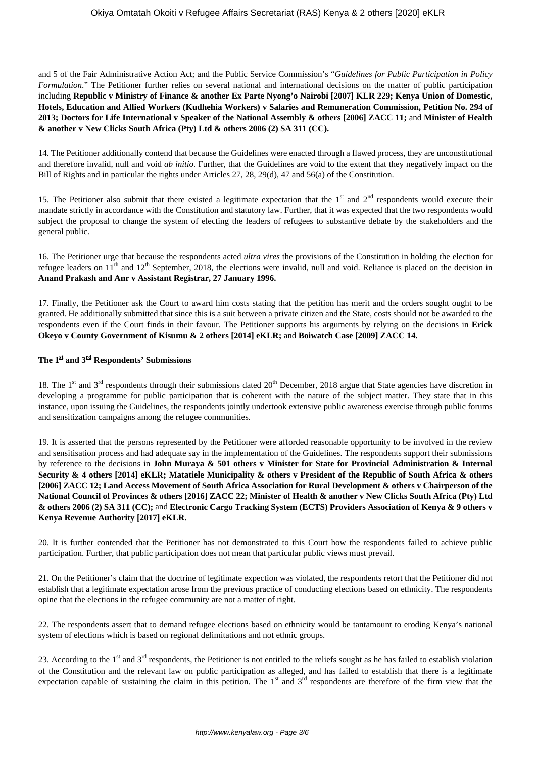and 5 of the Fair Administrative Action Act; and the Public Service Commission's "*Guidelines for Public Participation in Policy Formulation*." The Petitioner further relies on several national and international decisions on the matter of public participation including **Republic v Ministry of Finance & another Ex Parte Nyong'o Nairobi [2007] KLR 229; Kenya Union of Domestic, Hotels, Education and Allied Workers (Kudhehia Workers) v Salaries and Remuneration Commission, Petition No. 294 of 2013; Doctors for Life International v Speaker of the National Assembly & others [2006] ZACC 11;** and **Minister of Health & another v New Clicks South Africa (Pty) Ltd & others 2006 (2) SA 311 (CC).**

14. The Petitioner additionally contend that because the Guidelines were enacted through a flawed process, they are unconstitutional and therefore invalid, null and void *ab initio.* Further, that the Guidelines are void to the extent that they negatively impact on the Bill of Rights and in particular the rights under Articles 27, 28, 29(d), 47 and 56(a) of the Constitution.

15. The Petitioner also submit that there existed a legitimate expectation that the 1st and 2nd respondents would execute their mandate strictly in accordance with the Constitution and statutory law. Further, that it was expected that the two respondents would subject the proposal to change the system of electing the leaders of refugees to substantive debate by the stakeholders and the general public.

16. The Petitioner urge that because the respondents acted *ultra vires* the provisions of the Constitution in holding the election for refugee leaders on 11th and 12th September, 2018, the elections were invalid, null and void. Reliance is placed on the decision in **Anand Prakash and Anr v Assistant Registrar, 27 January 1996.**

17. Finally, the Petitioner ask the Court to award him costs stating that the petition has merit and the orders sought ought to be granted. He additionally submitted that since this is a suit between a private citizen and the State, costs should not be awarded to the respondents even if the Court finds in their favour. The Petitioner supports his arguments by relying on the decisions in **Erick Okeyo v County Government of Kisumu & 2 others [2014] eKLR;** and **Boiwatch Case [2009] ZACC 14.**

## The 1st and 3rd Respondents' Submissions

18. The 1st and 3rd respondents through their submissions dated 20th December, 2018 argue that State agencies have discretion in developing a programme for public participation that is coherent with the nature of the subject matter. They state that in this instance, upon issuing the Guidelines, the respondents jointly undertook extensive public awareness exercise through public forums and sensitization campaigns among the refugee communities.

19. It is asserted that the persons represented by the Petitioner were afforded reasonable opportunity to be involved in the review and sensitisation process and had adequate say in the implementation of the Guidelines. The respondents support their submissions by reference to the decisions in **John Muraya & 501 others v Minister for State for Provincial Administration & Internal Security & 4 others [2014] eKLR; Matatiele Municipality & others v President of the Republic of South Africa & others [2006] ZACC 12; Land Access Movement of South Africa Association for Rural Development & others v Chairperson of the National Council of Provinces & others [2016] ZACC 22; Minister of Health & another v New Clicks South Africa (Pty) Ltd & others 2006 (2) SA 311 (CC);** and **Electronic Cargo Tracking System (ECTS) Providers Association of Kenya & 9 others v Kenya Revenue Authority [2017] eKLR.**

20. It is further contended that the Petitioner has not demonstrated to this Court how the respondents failed to achieve public participation. Further, that public participation does not mean that particular public views must prevail.

21. On the Petitioner's claim that the doctrine of legitimate expection was violated, the respondents retort that the Petitioner did not establish that a legitimate expectation arose from the previous practice of conducting elections based on ethnicity. The respondents opine that the elections in the refugee community are not a matter of right.

22. The respondents assert that to demand refugee elections based on ethnicity would be tantamount to eroding Kenya's national system of elections which is based on regional delimitations and not ethnic groups.

23. According to the 1st and 3rd respondents, the Petitioner is not entitled to the reliefs sought as he has failed to establish violation of the Constitution and the relevant law on public participation as alleged, and has failed to establish that there is a legitimate expectation capable of sustaining the claim in this petition. The 1st and 3rd respondents are therefore of the firm view that the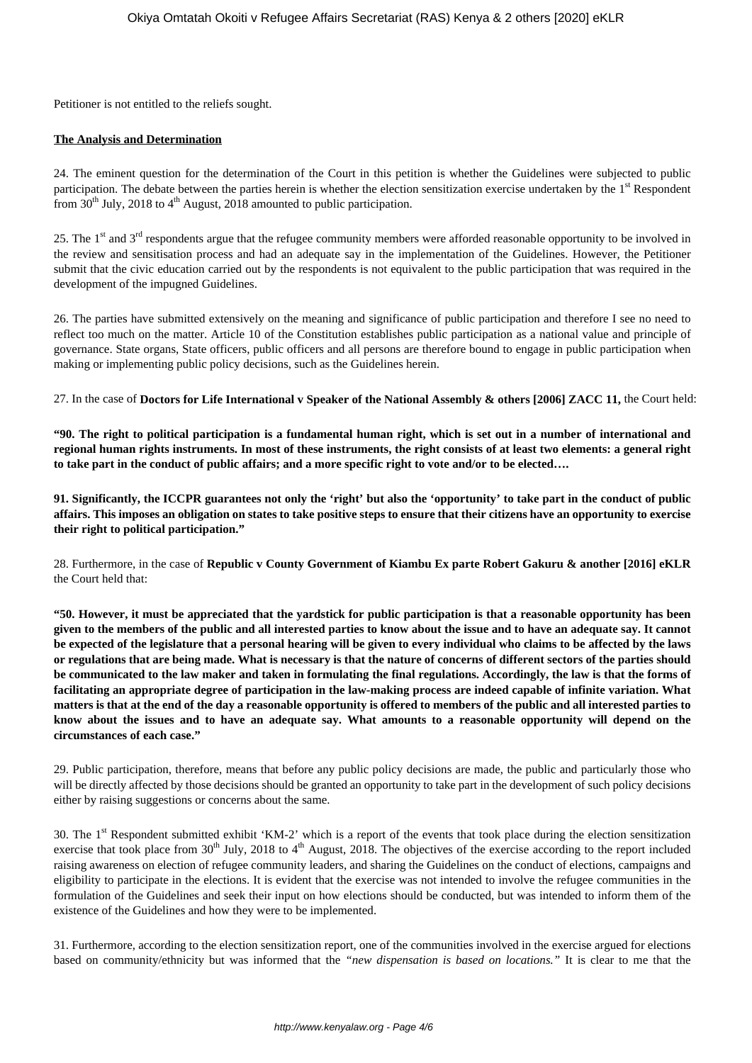Petitioner is not entitled to the reliefs sought.

**The Analysis and Determination**

24. The eminent question for the determination of the Court in this petition is whether the Guidelines were subjected to public participation. The debate between the parties herein is whether the election sensitization exercise undertaken by the 1st Respondent from 30th July, 2018 to 4th August, 2018 amounted to public participation.

25. The 1st and 3rd respondents argue that the refugee community members were afforded reasonable opportunity to be involved in the review and sensitisation process and had an adequate say in the implementation of the Guidelines. However, the Petitioner submit that the civic education carried out by the respondents is not equivalent to the public participation that was required in the development of the impugned Guidelines.

26. The parties have submitted extensively on the meaning and significance of public participation and therefore I see no need to reflect too much on the matter. Article 10 of the Constitution establishes public participation as a national value and principle of governance. State organs, State officers, public officers and all persons are therefore bound to engage in public participation when making or implementing public policy decisions, such as the Guidelines herein.

27. In the case of **Doctors for Life International v Speaker of the National Assembly & others [2006] ZACC 11,** the Court held:

**"90. The right to political participation is a fundamental human right, which is set out in a number of international and regional human rights instruments. In most of these instruments, the right consists of at least two elements: a general right to take part in the conduct of public affairs; and a more specific right to vote and/or to be elected….**

**91. Significantly, the ICCPR guarantees not only the 'right' but also the 'opportunity' to take part in the conduct of public affairs. This imposes an obligation on states to take positive steps to ensure that their citizens have an opportunity to exercise their right to political participation."**

28. Furthermore, in the case of **Republic v County Government of Kiambu Ex parte Robert Gakuru & another [2016] eKLR** the Court held that:

**"50. However, it must be appreciated that the yardstick for public participation is that a reasonable opportunity has been given to the members of the public and all interested parties to know about the issue and to have an adequate say. It cannot be expected of the legislature that a personal hearing will be given to every individual who claims to be affected by the laws or regulations that are being made. What is necessary is that the nature of concerns of different sectors of the parties should be communicated to the law maker and taken in formulating the final regulations. Accordingly, the law is that the forms of facilitating an appropriate degree of participation in the law-making process are indeed capable of infinite variation. What matters is that at the end of the day a reasonable opportunity is offered to members of the public and all interested parties to know about the issues and to have an adequate say. What amounts to a reasonable opportunity will depend on the circumstances of each case."**

29. Public participation, therefore, means that before any public policy decisions are made, the public and particularly those who will be directly affected by those decisions should be granted an opportunity to take part in the development of such policy decisions either by raising suggestions or concerns about the same.

30. The 1st Respondent submitted exhibit 'KM-2' which is a report of the events that took place during the election sensitization exercise that took place from 30th July, 2018 to 4th August, 2018. The objectives of the exercise according to the report included raising awareness on election of refugee community leaders, and sharing the Guidelines on the conduct of elections, campaigns and eligibility to participate in the elections. It is evident that the exercise was not intended to involve the refugee communities in the formulation of the Guidelines and seek their input on how elections should be conducted, but was intended to inform them of the existence of the Guidelines and how they were to be implemented.

31. Furthermore, according to the election sensitization report, one of the communities involved in the exercise argued for elections based on community/ethnicity but was informed that the *"new dispensation is based on locations."* It is clear to me that the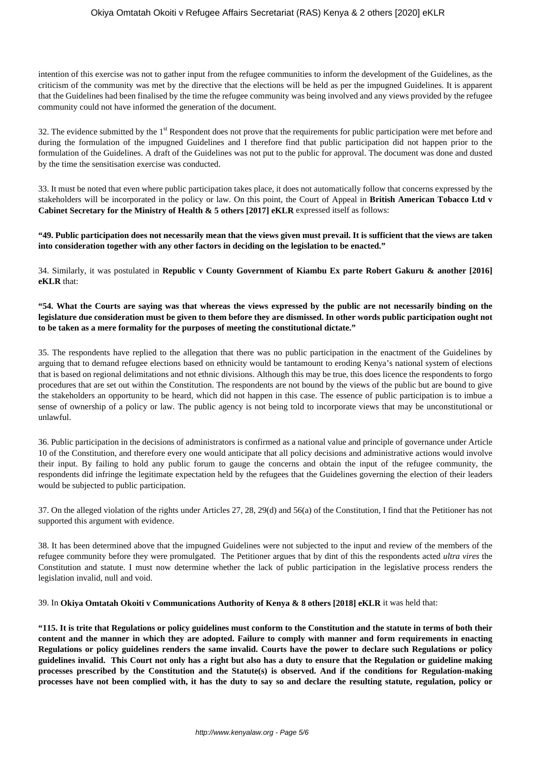intention of this exercise was not to gather input from the refugee communities to inform the development of the Guidelines, as the criticism of the community was met by the directive that the elections will be held as per the impugned Guidelines. It is apparent that the Guidelines had been finalised by the time the refugee community was being involved and any views provided by the refugee community could not have informed the generation of the document.

32. The evidence submitted by the 1st Respondent does not prove that the requirements for public participation were met before and during the formulation of the impugned Guidelines and I therefore find that public participation did not happen prior to the formulation of the Guidelines. A draft of the Guidelines was not put to the public for approval. The document was done and dusted by the time the sensitisation exercise was conducted.

33. It must be noted that even where public participation takes place, it does not automatically follow that concerns expressed by the stakeholders will be incorporated in the policy or law. On this point, the Court of Appeal in **British American Tobacco Ltd v Cabinet Secretary for the Ministry of Health & 5 others [2017] eKLR** expressed itself as follows:

**"49. Public participation does not necessarily mean that the views given must prevail. It is sufficient that the views are taken into consideration together with any other factors in deciding on the legislation to be enacted."**

34. Similarly, it was postulated in **Republic v County Government of Kiambu Ex parte Robert Gakuru & another [2016] eKLR** that:

**"54. What the Courts are saying was that whereas the views expressed by the public are not necessarily binding on the legislature due consideration must be given to them before they are dismissed. In other words public participation ought not to be taken as a mere formality for the purposes of meeting the constitutional dictate."**

35. The respondents have replied to the allegation that there was no public participation in the enactment of the Guidelines by arguing that to demand refugee elections based on ethnicity would be tantamount to eroding Kenya's national system of elections that is based on regional delimitations and not ethnic divisions. Although this may be true, this does licence the respondents to forgo procedures that are set out within the Constitution. The respondents are not bound by the views of the public but are bound to give the stakeholders an opportunity to be heard, which did not happen in this case. The essence of public participation is to imbue a sense of ownership of a policy or law. The public agency is not being told to incorporate views that may be unconstitutional or unlawful.

36. Public participation in the decisions of administrators is confirmed as a national value and principle of governance under Article 10 of the Constitution, and therefore every one would anticipate that all policy decisions and administrative actions would involve their input. By failing to hold any public forum to gauge the concerns and obtain the input of the refugee community, the respondents did infringe the legitimate expectation held by the refugees that the Guidelines governing the election of their leaders would be subjected to public participation.

37. On the alleged violation of the rights under Articles 27, 28, 29(d) and 56(a) of the Constitution, I find that the Petitioner has not supported this argument with evidence.

38. It has been determined above that the impugned Guidelines were not subjected to the input and review of the members of the refugee community before they were promulgated. The Petitioner argues that by dint of this the respondents acted *ultra vires* the Constitution and statute. I must now determine whether the lack of public participation in the legislative process renders the legislation invalid, null and void.

39. In **Okiya Omtatah Okoiti v Communications Authority of Kenya & 8 others [2018] eKLR** it was held that:

**"115. It is trite that Regulations or policy guidelines must conform to the Constitution and the statute in terms of both their content and the manner in which they are adopted. Failure to comply with manner and form requirements in enacting Regulations or policy guidelines renders the same invalid. Courts have the power to declare such Regulations or policy guidelines invalid. This Court not only has a right but also has a duty to ensure that the Regulation or guideline making processes prescribed by the Constitution and the Statute(s) is observed. And if the conditions for Regulation-making processes have not been complied with, it has the duty to say so and declare the resulting statute, regulation, policy or**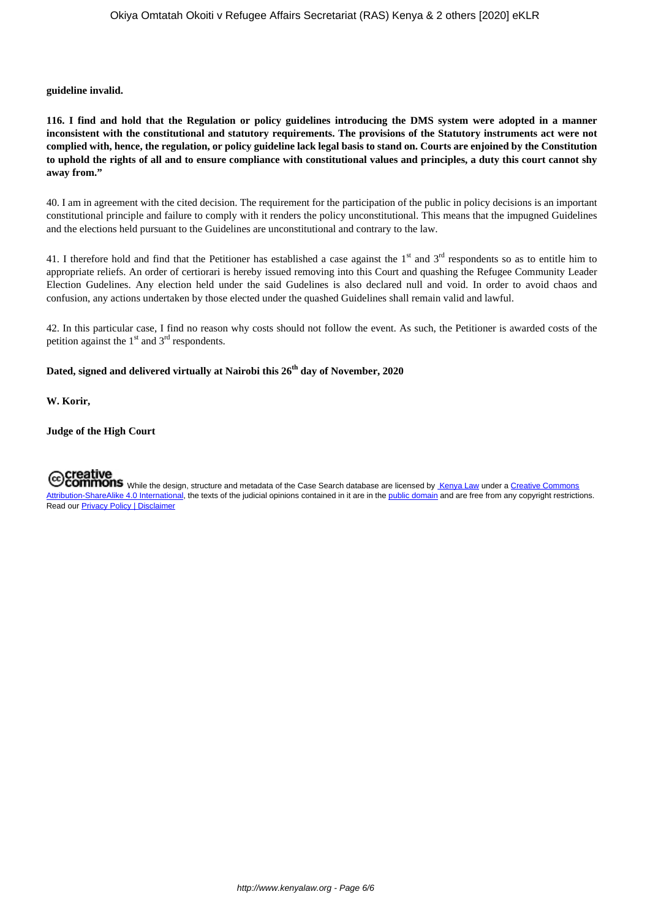**guideline invalid.**

**116. I find and hold that the Regulation or policy guidelines introducing the DMS system were adopted in a manner inconsistent with the constitutional and statutory requirements. The provisions of the Statutory instruments act were not complied with, hence, the regulation, or policy guideline lack legal basis to stand on. Courts are enjoined by the Constitution to uphold the rights of all and to ensure compliance with constitutional values and principles, a duty this court cannot shy away from."**

40. I am in agreement with the cited decision. The requirement for the participation of the public in policy decisions is an important constitutional principle and failure to comply with it renders the policy unconstitutional. This means that the impugned Guidelines and the elections held pursuant to the Guidelines are unconstitutional and contrary to the law.

41. I therefore hold and find that the Petitioner has established a case against the 1st and 3rd respondents so as to entitle him to appropriate reliefs. An order of certiorari is hereby issued removing into this Court and quashing the Refugee Community Leader Election Gudelines. Any election held under the said Gudelines is also declared null and void. In order to avoid chaos and confusion, any actions undertaken by those elected under the quashed Guidelines shall remain valid and lawful.

42. In this particular case, I find no reason why costs should not follow the event. As such, the Petitioner is awarded costs of the petition against the 1st and 3rd respondents.

**Dated, signed and delivered virtually at Nairobi this 26th day of November, 2020**

**W. Korir,**

**Judge of the High Court**

While the design, structure and metadata of the Case Search database are licensed by Kenya Law under a Creative Commons Attribution-ShareAlike 4.0 International, the texts of the judicial opinions contained in it are in the public domain and are free from any copyright restrictions. Read our Privacy Policy | Disclaimer